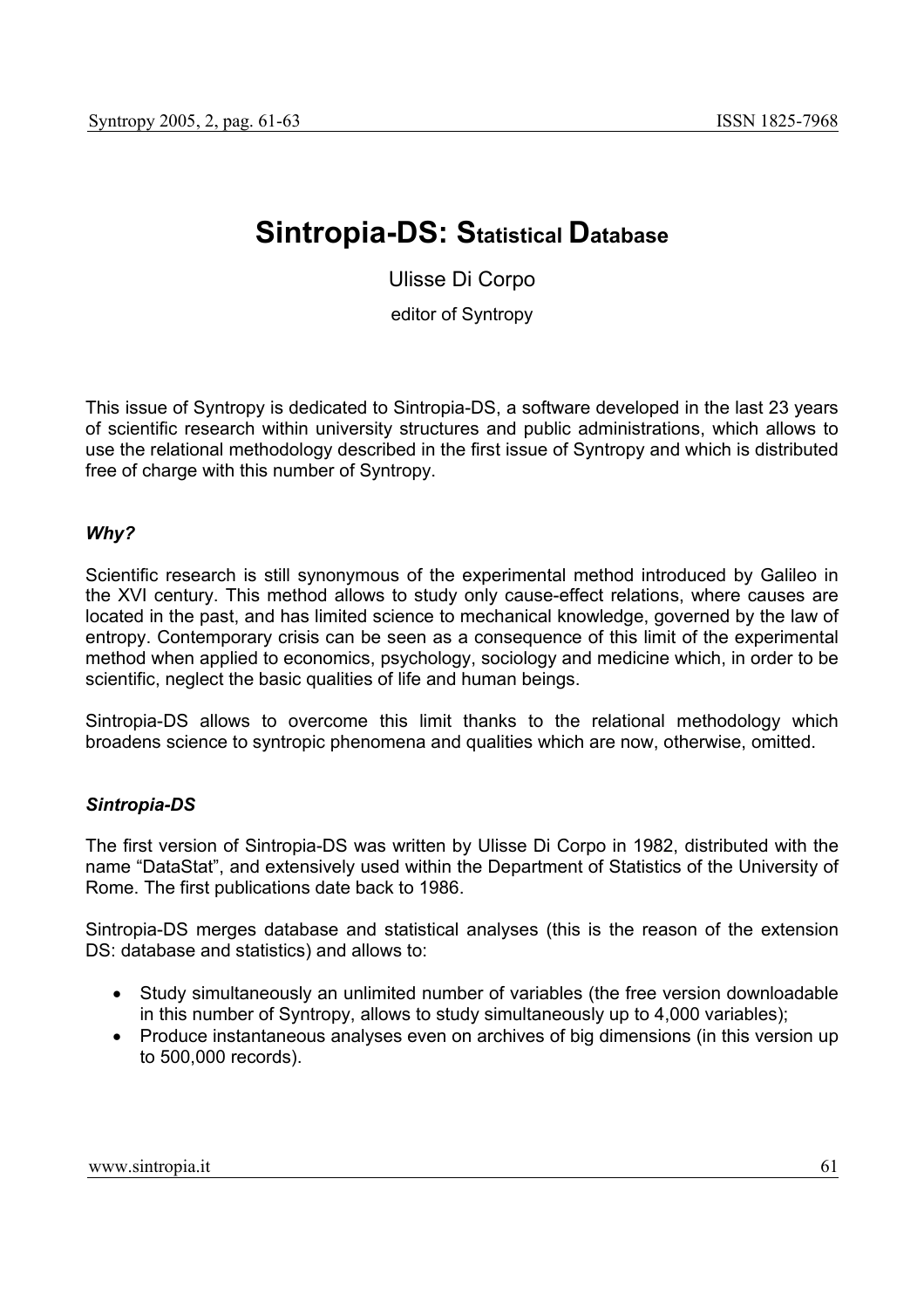# Sintropia-DS: Statistical Database

Ulisse Di Corpo

editor of Syntropy

This issue of Syntropy is dedicated to Sintropia-DS, a software developed in the last 23 years of scientific research within university structures and public administrations, which allows to use the relational methodology described in the first issue of Syntropy and which is distributed free of charge with this number of Syntropy.

### *Why?*

Scientific research is still synonymous of the experimental method introduced by Galileo in the XVI century. This method allows to study only cause-effect relations, where causes are located in the past, and has limited science to mechanical knowledge, governed by the law of entropy. Contemporary crisis can be seen as a consequence of this limit of the experimental method when applied to economics, psychology, sociology and medicine which, in order to be scientific, neglect the basic qualities of life and human beings.

Sintropia-DS allows to overcome this limit thanks to the relational methodology which broadens science to syntropic phenomena and qualities which are now, otherwise, omitted.

### *Sintropia-DS*

The first version of Sintropia-DS was written by Ulisse Di Corpo in 1982, distributed with the name "DataStat", and extensively used within the Department of Statistics of the University of Rome. The first publications date back to 1986.

Sintropia-DS merges database and statistical analyses (this is the reason of the extension DS: database and statistics) and allows to:

- Study simultaneously an unlimited number of variables (the free version downloadable in this number of Syntropy, allows to study simultaneously up to 4,000 variables);
- Produce instantaneous analyses even on archives of big dimensions (in this version up to 500,000 records).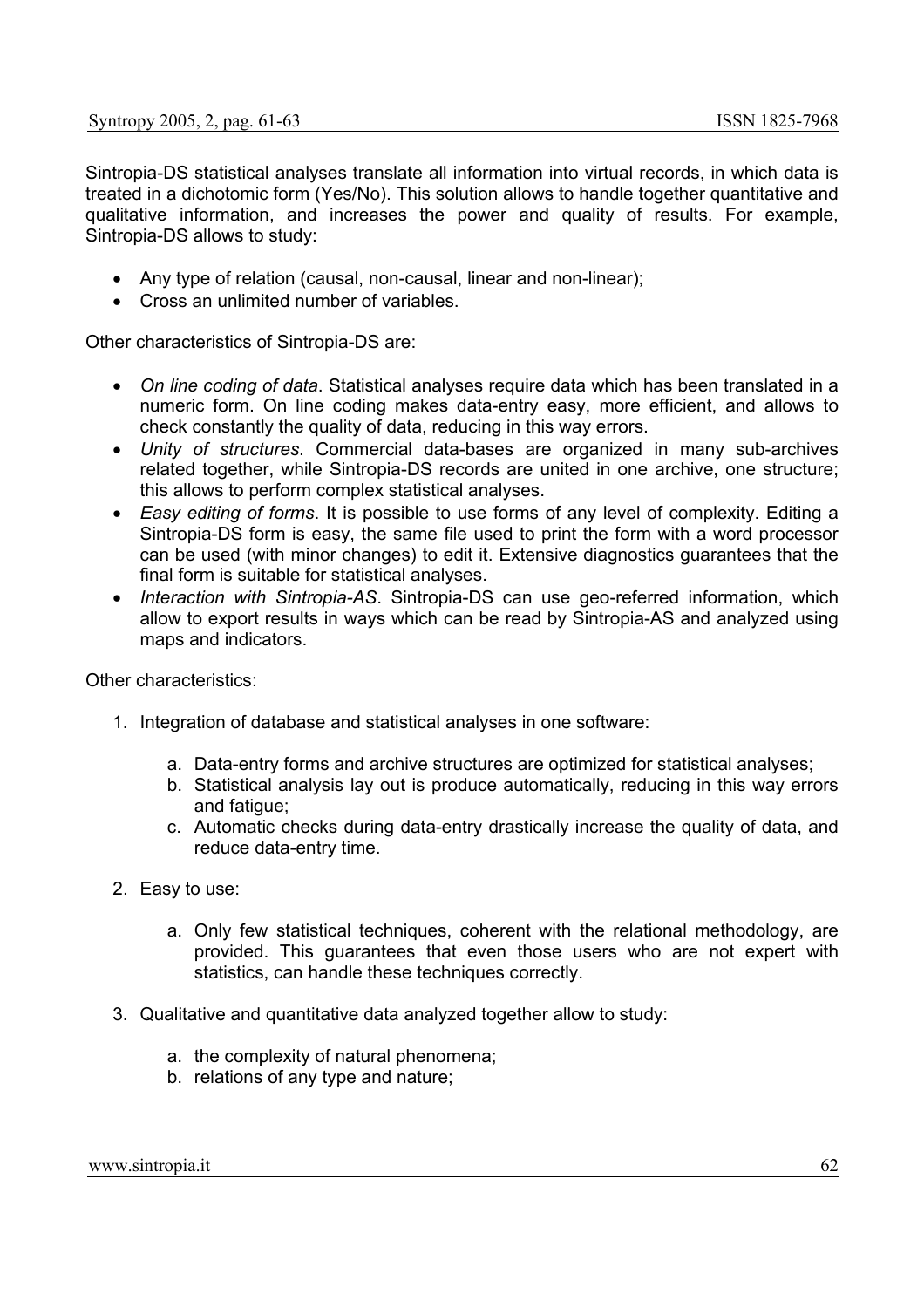Sintropia-DS statistical analyses translate all information into virtual records, in which data is treated in a dichotomic form (Yes/No). This solution allows to handle together quantitative and qualitative information, and increases the power and quality of results. For example, Sintropia-DS allows to study:

- Any type of relation (causal, non-causal, linear and non-linear);
- Cross an unlimited number of variables.

Other characteristics of Sintropia-DS are:

- *On line coding of data*. Statistical analyses require data which has been translated in a numeric form. On line coding makes data-entry easy, more efficient, and allows to check constantly the quality of data, reducing in this way errors.
- *Unity of structures*. Commercial data-bases are organized in many sub-archives related together, while Sintropia-DS records are united in one archive, one structure; this allows to perform complex statistical analyses.
- *Easy editing of forms*. It is possible to use forms of any level of complexity. Editing a Sintropia-DS form is easy, the same file used to print the form with a word processor can be used (with minor changes) to edit it. Extensive diagnostics guarantees that the final form is suitable for statistical analyses.
- *Interaction with Sintropia-AS*. Sintropia-DS can use geo-referred information, which allow to export results in ways which can be read by Sintropia-AS and analyzed using maps and indicators.

Other characteristics:

1. Integration of database and statistical analyses in one software:

   a. Data-entry forms and archive structures are optimized for statistical analyses;
   b. Statistical analysis lay out is produce automatically, reducing in this way errors and fatigue;
   c. Automatic checks during data-entry drastically increase the quality of data, and reduce data-entry time.

2. Easy to use:

   a. Only few statistical techniques, coherent with the relational methodology, are provided. This guarantees that even those users who are not expert with statistics, can handle these techniques correctly.

3. Qualitative and quantitative data analyzed together allow to study:

   a. the complexity of natural phenomena;
   b. relations of any type and nature;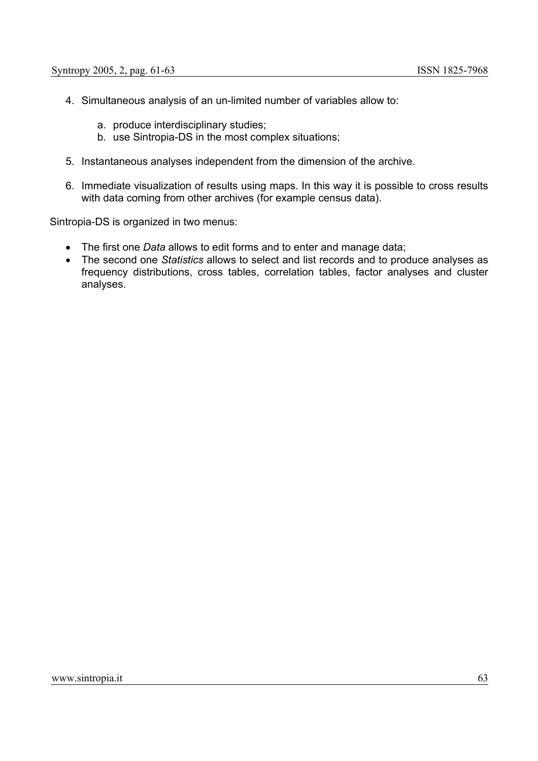4. Simultaneous analysis of an un-limited number of variables allow to:

    a. produce interdisciplinary studies;
    b. use Sintropia-DS in the most complex situations;

5. Instantaneous analyses independent from the dimension of the archive.

6. Immediate visualization of results using maps. In this way it is possible to cross results with data coming from other archives (for example census data).

Sintropia-DS is organized in two menus:

- The first one *Data* allows to edit forms and to enter and manage data;
- The second one *Statistics* allows to select and list records and to produce analyses as frequency distributions, cross tables, correlation tables, factor analyses and cluster analyses.